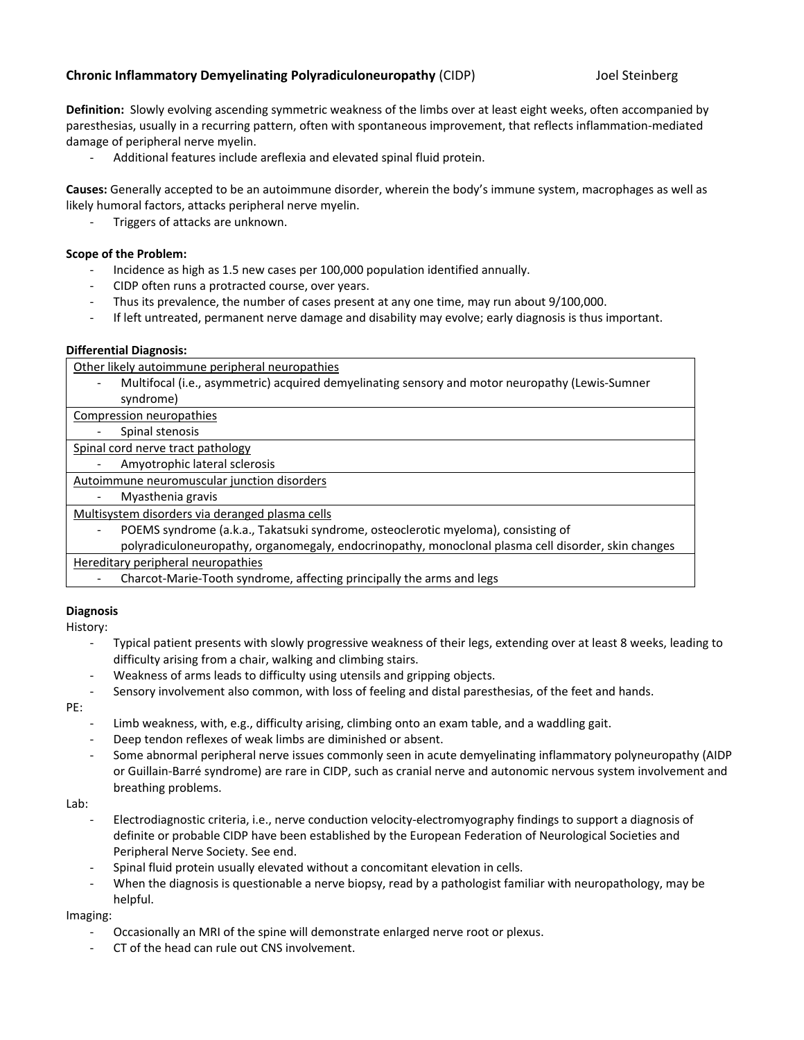# **Chronic Inflammatory Demyelinating Polyradiculoneuropathy** (CIDP)

Joel Steinberg

**Definition:** Slowly evolving ascending symmetric weakness of the limbs over at least eight weeks, often accompanied by paresthesias, usually in a recurring pattern, often with spontaneous improvement, that reflects inflammation-mediated damage of peripheral nerve myelin.

- Additional features include areflexia and elevated spinal fluid protein.

**Causes:** Generally accepted to be an autoimmune disorder, wherein the body's immune system, macrophages as well as likely humoral factors, attacks peripheral nerve myelin.

- Triggers of attacks are unknown.

**Scope of the Problem:**

- Incidence as high as 1.5 new cases per 100,000 population identified annually.
- CIDP often runs a protracted course, over years.
- Thus its prevalence, the number of cases present at any one time, may run about 9/100,000.
- If left untreated, permanent nerve damage and disability may evolve; early diagnosis is thus important.

**Differential Diagnosis:**

| |
|---|
| <u>Other likely autoimmune peripheral neuropathies</u><br>- Multifocal (i.e., asymmetric) acquired demyelinating sensory and motor neuropathy (Lewis-Sumner syndrome) |
| <u>Compression neuropathies</u><br>- Spinal stenosis |
| <u>Spinal cord nerve tract pathology</u><br>- Amyotrophic lateral sclerosis |
| <u>Autoimmune neuromuscular junction disorders</u><br>- Myasthenia gravis |
| <u>Multisystem disorders via deranged plasma cells</u><br>- POEMS syndrome (a.k.a., Takatsuki syndrome, osteoclerotic myeloma), consisting of polyradiculoneuropathy, organomegaly, endocrinopathy, monoclonal plasma cell disorder, skin changes |
| <u>Hereditary peripheral neuropathies</u><br>- Charcot-Marie-Tooth syndrome, affecting principally the arms and legs |

**Diagnosis**

History:

- Typical patient presents with slowly progressive weakness of their legs, extending over at least 8 weeks, leading to difficulty arising from a chair, walking and climbing stairs.
- Weakness of arms leads to difficulty using utensils and gripping objects.
- Sensory involvement also common, with loss of feeling and distal paresthesias, of the feet and hands.

PE:

- Limb weakness, with, e.g., difficulty arising, climbing onto an exam table, and a waddling gait.
- Deep tendon reflexes of weak limbs are diminished or absent.
- Some abnormal peripheral nerve issues commonly seen in acute demyelinating inflammatory polyneuropathy (AIDP or Guillain-Barré syndrome) are rare in CIDP, such as cranial nerve and autonomic nervous system involvement and breathing problems.

Lab:

- Electrodiagnostic criteria, i.e., nerve conduction velocity-electromyography findings to support a diagnosis of definite or probable CIDP have been established by the European Federation of Neurological Societies and Peripheral Nerve Society. See end.
- Spinal fluid protein usually elevated without a concomitant elevation in cells.
- When the diagnosis is questionable a nerve biopsy, read by a pathologist familiar with neuropathology, may be helpful.

Imaging:

- Occasionally an MRI of the spine will demonstrate enlarged nerve root or plexus.
- CT of the head can rule out CNS involvement.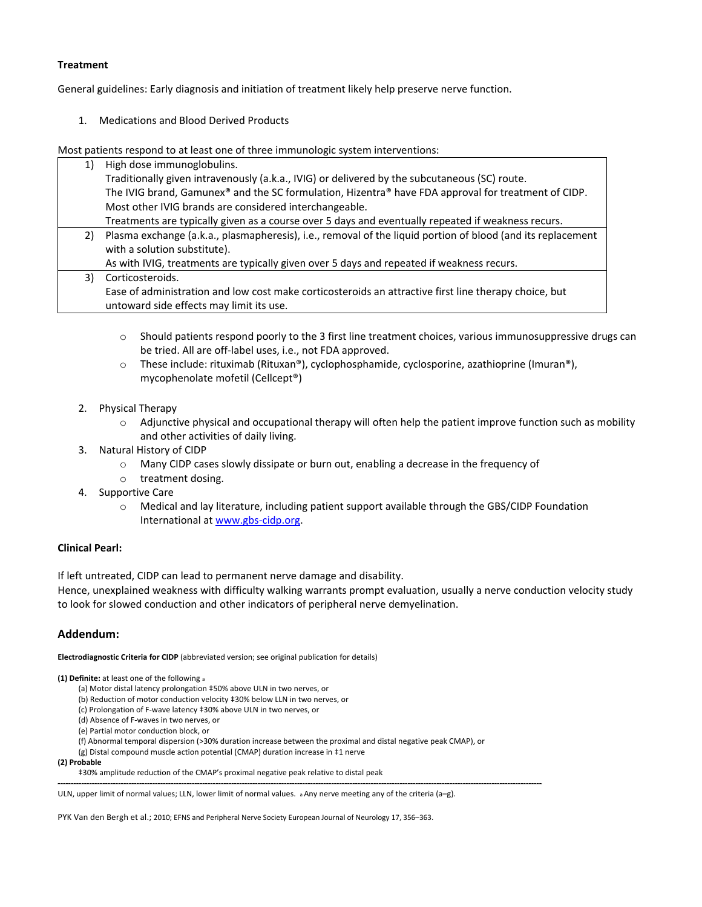**Treatment**

General guidelines: Early diagnosis and initiation of treatment likely help preserve nerve function.

1. Medications and Blood Derived Products

Most patients respond to at least one of three immunologic system interventions:

| | |
|---|---|
| 1) | High dose immunoglobulins.<br>Traditionally given intravenously (a.k.a., IVIG) or delivered by the subcutaneous (SC) route.<br>The IVIG brand, Gamunex® and the SC formulation, Hizentra® have FDA approval for treatment of CIDP.<br>Most other IVIG brands are considered interchangeable.<br>Treatments are typically given as a course over 5 days and eventually repeated if weakness recurs. |
| 2) | Plasma exchange (a.k.a., plasmapheresis), i.e., removal of the liquid portion of blood (and its replacement with a solution substitute).<br>As with IVIG, treatments are typically given over 5 days and repeated if weakness recurs. |
| 3) | Corticosteroids.<br>Ease of administration and low cost make corticosteroids an attractive first line therapy choice, but untoward side effects may limit its use. |

- Should patients respond poorly to the 3 first line treatment choices, various immunosuppressive drugs can be tried. All are off-label uses, i.e., not FDA approved.
- These include: rituximab (Rituxan®), cyclophosphamide, cyclosporine, azathioprine (Imuran®), mycophenolate mofetil (Cellcept®)

2. Physical Therapy
   - Adjunctive physical and occupational therapy will often help the patient improve function such as mobility and other activities of daily living.
3. Natural History of CIDP
   - Many CIDP cases slowly dissipate or burn out, enabling a decrease in the frequency of
   - treatment dosing.
4. Supportive Care
   - Medical and lay literature, including patient support available through the GBS/CIDP Foundation International at www.gbs-cidp.org.

**Clinical Pearl:**

If left untreated, CIDP can lead to permanent nerve damage and disability.
Hence, unexplained weakness with difficulty walking warrants prompt evaluation, usually a nerve conduction velocity study to look for slowed conduction and other indicators of peripheral nerve demyelination.

## Addendum:

**Electrodiagnostic Criteria for CIDP** (abbreviated version; see original publication for details)

**(1) Definite:** at least one of the following [a]

(a) Motor distal latency prolongation ‡50% above ULN in two nerves, or
(b) Reduction of motor conduction velocity ‡30% below LLN in two nerves, or
(c) Prolongation of F-wave latency ‡30% above ULN in two nerves, or
(d) Absence of F-waves in two nerves, or
(e) Partial motor conduction block, or
(f) Abnormal temporal dispersion (>30% duration increase between the proximal and distal negative peak CMAP), or
(g) Distal compound muscle action potential (CMAP) duration increase in ‡1 nerve

**(2) Probable**

‡30% amplitude reduction of the CMAP's proximal negative peak relative to distal peak

---

ULN, upper limit of normal values; LLN, lower limit of normal values. [a] Any nerve meeting any of the criteria (a–g).

PYK Van den Bergh et al.; 2010; EFNS and Peripheral Nerve Society European Journal of Neurology 17, 356–363.